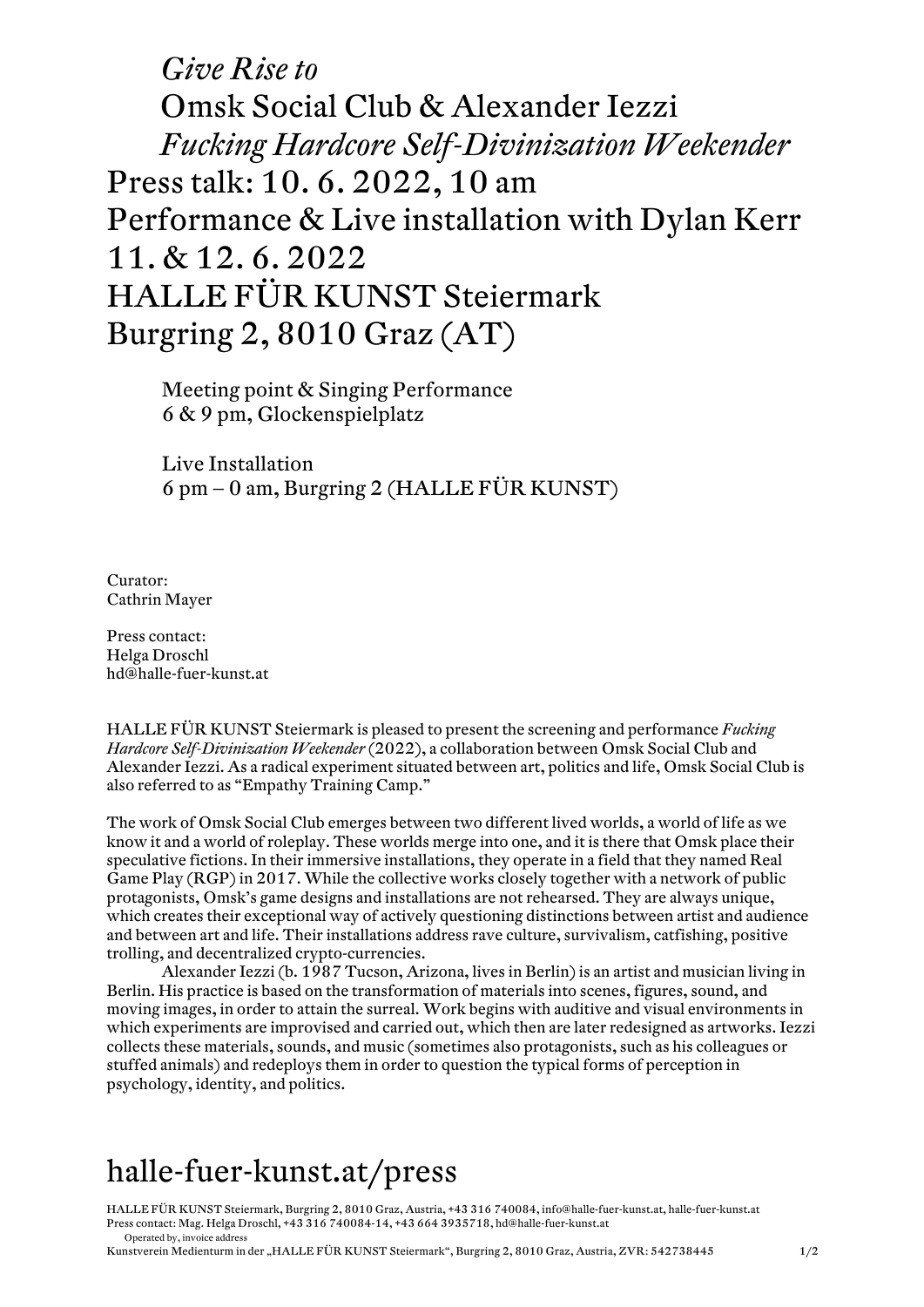# *Give Rise to*
# Omsk Social Club & Alexander Iezzi
# *Fucking Hardcore Self-Divinization Weekender*

## Press talk: 10. 6. 2022, 10 am
## Performance & Live installation with Dylan Kerr
## 11. & 12. 6. 2022
## HALLE FÜR KUNST Steiermark
## Burgring 2, 8010 Graz (AT)

Meeting point & Singing Performance
6 & 9 pm, Glockenspielplatz

Live Installation
6 pm – 0 am, Burgring 2 (HALLE FÜR KUNST)

Curator:
Cathrin Mayer

Press contact:
Helga Droschl
hd@halle-fuer-kunst.at

HALLE FÜR KUNST Steiermark is pleased to present the screening and performance *Fucking Hardcore Self-Divinization Weekender* (2022), a collaboration between Omsk Social Club and Alexander Iezzi. As a radical experiment situated between art, politics and life, Omsk Social Club is also referred to as "Empathy Training Camp."

The work of Omsk Social Club emerges between two different lived worlds, a world of life as we know it and a world of roleplay. These worlds merge into one, and it is there that Omsk place their speculative fictions. In their immersive installations, they operate in a field that they named Real Game Play (RGP) in 2017. While the collective works closely together with a network of public protagonists, Omsk's game designs and installations are not rehearsed. They are always unique, which creates their exceptional way of actively questioning distinctions between artist and audience and between art and life. Their installations address rave culture, survivalism, catfishing, positive trolling, and decentralized crypto-currencies.

Alexander Iezzi (b. 1987 Tucson, Arizona, lives in Berlin) is an artist and musician living in Berlin. His practice is based on the transformation of materials into scenes, figures, sound, and moving images, in order to attain the surreal. Work begins with auditive and visual environments in which experiments are improvised and carried out, which then are later redesigned as artworks. Iezzi collects these materials, sounds, and music (sometimes also protagonists, such as his colleagues or stuffed animals) and redeploys them in order to question the typical forms of perception in psychology, identity, and politics.

## halle-fuer-kunst.at/press

HALLE FÜR KUNST Steiermark, Burgring 2, 8010 Graz, Austria, +43 316 740084, info@halle-fuer-kunst.at, halle-fuer-kunst.at
Press contact: Mag. Helga Droschl, +43 316 740084-14, +43 664 3935718, hd@halle-fuer-kunst.at
Operated by, invoice address
Kunstverein Medienturm in der „HALLE FÜR KUNST Steiermark", Burgring 2, 8010 Graz, Austria, ZVR: 542738445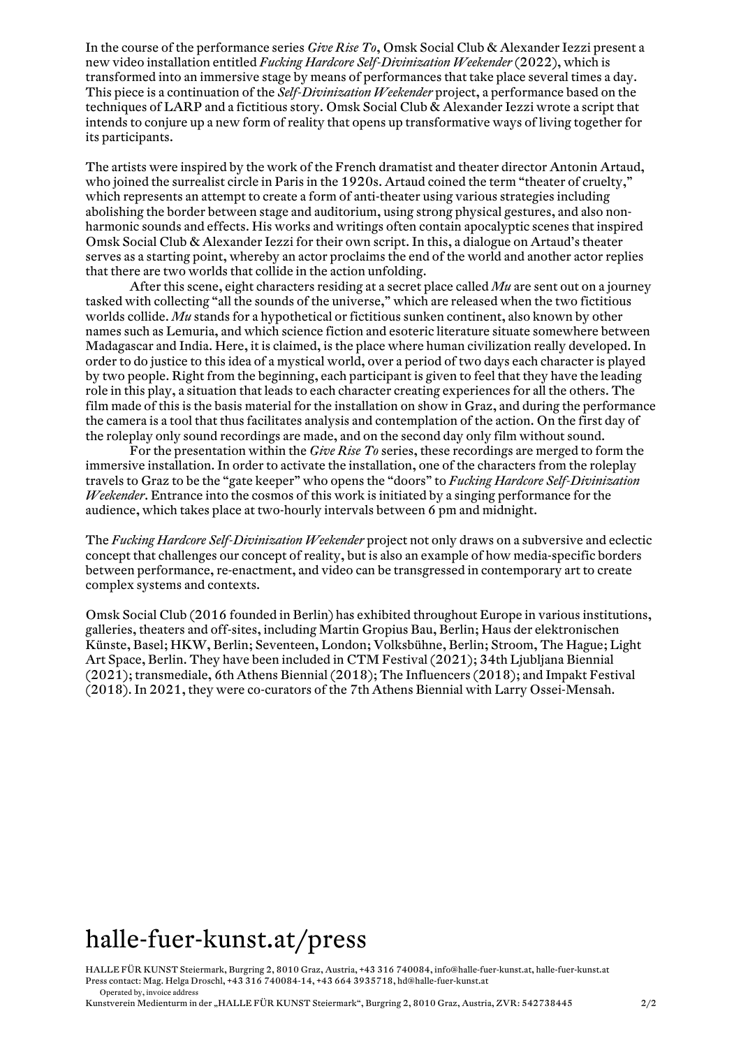In the course of the performance series *Give Rise To*, Omsk Social Club & Alexander Iezzi present a new video installation entitled *Fucking Hardcore Self-Divinization Weekender* (2022), which is transformed into an immersive stage by means of performances that take place several times a day. This piece is a continuation of the *Self-Divinization Weekender* project, a performance based on the techniques of LARP and a fictitious story. Omsk Social Club & Alexander Iezzi wrote a script that intends to conjure up a new form of reality that opens up transformative ways of living together for its participants.

The artists were inspired by the work of the French dramatist and theater director Antonin Artaud, who joined the surrealist circle in Paris in the 1920s. Artaud coined the term "theater of cruelty," which represents an attempt to create a form of anti-theater using various strategies including abolishing the border between stage and auditorium, using strong physical gestures, and also non-harmonic sounds and effects. His works and writings often contain apocalyptic scenes that inspired Omsk Social Club & Alexander Iezzi for their own script. In this, a dialogue on Artaud's theater serves as a starting point, whereby an actor proclaims the end of the world and another actor replies that there are two worlds that collide in the action unfolding.

After this scene, eight characters residing at a secret place called *Mu* are sent out on a journey tasked with collecting "all the sounds of the universe," which are released when the two fictitious worlds collide. *Mu* stands for a hypothetical or fictitious sunken continent, also known by other names such as Lemuria, and which science fiction and esoteric literature situate somewhere between Madagascar and India. Here, it is claimed, is the place where human civilization really developed. In order to do justice to this idea of a mystical world, over a period of two days each character is played by two people. Right from the beginning, each participant is given to feel that they have the leading role in this play, a situation that leads to each character creating experiences for all the others. The film made of this is the basis material for the installation on show in Graz, and during the performance the camera is a tool that thus facilitates analysis and contemplation of the action. On the first day of the roleplay only sound recordings are made, and on the second day only film without sound.

For the presentation within the *Give Rise To* series, these recordings are merged to form the immersive installation. In order to activate the installation, one of the characters from the roleplay travels to Graz to be the "gate keeper" who opens the "doors" to *Fucking Hardcore Self-Divinization Weekender*. Entrance into the cosmos of this work is initiated by a singing performance for the audience, which takes place at two-hourly intervals between 6 pm and midnight.

The *Fucking Hardcore Self-Divinization Weekender* project not only draws on a subversive and eclectic concept that challenges our concept of reality, but is also an example of how media-specific borders between performance, re-enactment, and video can be transgressed in contemporary art to create complex systems and contexts.

Omsk Social Club (2016 founded in Berlin) has exhibited throughout Europe in various institutions, galleries, theaters and off-sites, including Martin Gropius Bau, Berlin; Haus der elektronischen Künste, Basel; HKW, Berlin; Seventeen, London; Volksbühne, Berlin; Stroom, The Hague; Light Art Space, Berlin. They have been included in CTM Festival (2021); 34th Ljubljana Biennial (2021); transmediale, 6th Athens Biennial (2018); The Influencers (2018); and Impakt Festival (2018). In 2021, they were co-curators of the 7th Athens Biennial with Larry Ossei-Mensah.

# halle-fuer-kunst.at/press

HALLE FÜR KUNST Steiermark, Burgring 2, 8010 Graz, Austria, +43 316 740084, info@halle-fuer-kunst.at, halle-fuer-kunst.at
Press contact: Mag. Helga Droschl, +43 316 740084-14, +43 664 3935718, hd@halle-fuer-kunst.at
Operated by, invoice address
Kunstverein Medienturm in der „HALLE FÜR KUNST Steiermark", Burgring 2, 8010 Graz, Austria, ZVR: 542738445